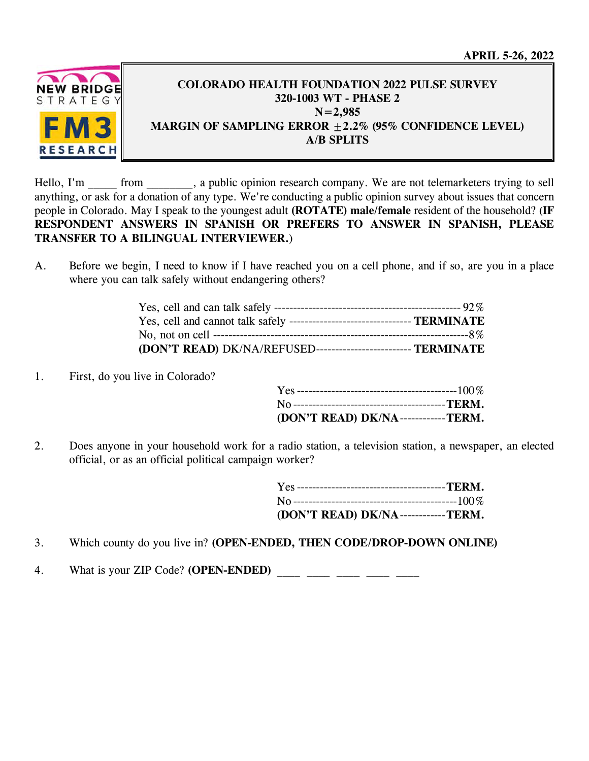APRIL 5-26, 2022

NEW BRIDGE STRATEGY

FM3 RESEARCH

**COLORADO HEALTH FOUNDATION 2022 PULSE SURVEY**
**320-1003 WT - PHASE 2**
**N=2,985**
**MARGIN OF SAMPLING ERROR ±2.2% (95% CONFIDENCE LEVEL)**
**A/B SPLITS**

Hello, I'm _____ from ________, a public opinion research company. We are not telemarketers trying to sell anything, or ask for a donation of any type. We're conducting a public opinion survey about issues that concern people in Colorado. May I speak to the youngest adult **(ROTATE) male/female** resident of the household? **(IF RESPONDENT ANSWERS IN SPANISH OR PREFERS TO ANSWER IN SPANISH, PLEASE TRANSFER TO A BILINGUAL INTERVIEWER.**)

A. Before we begin, I need to know if I have reached you on a cell phone, and if so, are you in a place where you can talk safely without endangering others?

| | |
|---|---|
| Yes, cell and can talk safely | 92% |
| Yes, cell and cannot talk safely | **TERMINATE** |
| No, not on cell | 8% |
| **(DON'T READ)** DK/NA/REFUSED | **TERMINATE** |

1. First, do you live in Colorado?

| | |
|---|---|
| Yes | 100% |
| No | **TERM.** |
| **(DON'T READ) DK/NA** | **TERM.** |

2. Does anyone in your household work for a radio station, a television station, a newspaper, an elected official, or as an official political campaign worker?

| | |
|---|---|
| Yes | **TERM.** |
| No | 100% |
| **(DON'T READ) DK/NA** | **TERM.** |

3. Which county do you live in? **(OPEN-ENDED, THEN CODE/DROP-DOWN ONLINE)**

4. What is your ZIP Code? **(OPEN-ENDED)** ____ ____ ____ ____ ____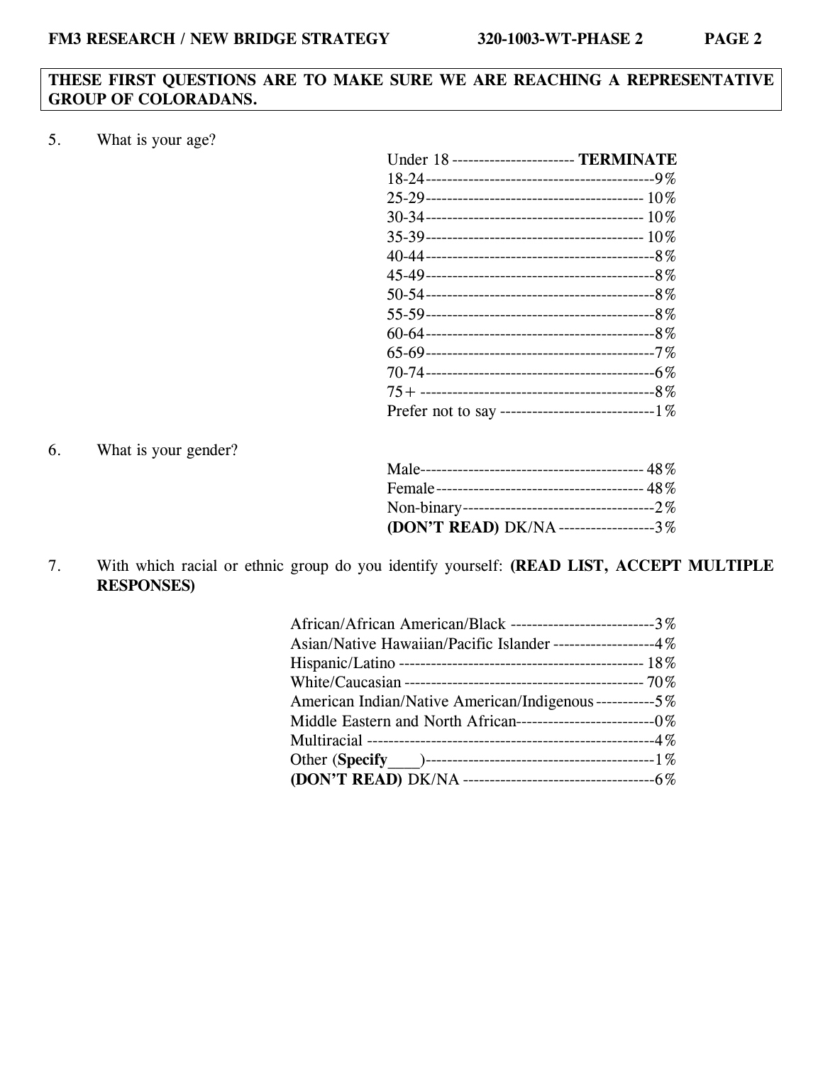**THESE FIRST QUESTIONS ARE TO MAKE SURE WE ARE REACHING A REPRESENTATIVE GROUP OF COLORADANS.**

5. What is your age?

| | |
|---|---|
| Under 18 | **TERMINATE** |
| 18-24 | 9% |
| 25-29 | 10% |
| 30-34 | 10% |
| 35-39 | 10% |
| 40-44 | 8% |
| 45-49 | 8% |
| 50-54 | 8% |
| 55-59 | 8% |
| 60-64 | 8% |
| 65-69 | 7% |
| 70-74 | 6% |
| 75+ | 8% |
| Prefer not to say | 1% |

6. What is your gender?

| | |
|---|---|
| Male | 48% |
| Female | 48% |
| Non-binary | 2% |
| **(DON'T READ)** DK/NA | 3% |

7. With which racial or ethnic group do you identify yourself: **(READ LIST, ACCEPT MULTIPLE RESPONSES)**

| | |
|---|---|
| African/African American/Black | 3% |
| Asian/Native Hawaiian/Pacific Islander | 4% |
| Hispanic/Latino | 18% |
| White/Caucasian | 70% |
| American Indian/Native American/Indigenous | 5% |
| Middle Eastern and North African | 0% |
| Multiracial | 4% |
| Other (**Specify**____) | 1% |
| **(DON'T READ)** DK/NA | 6% |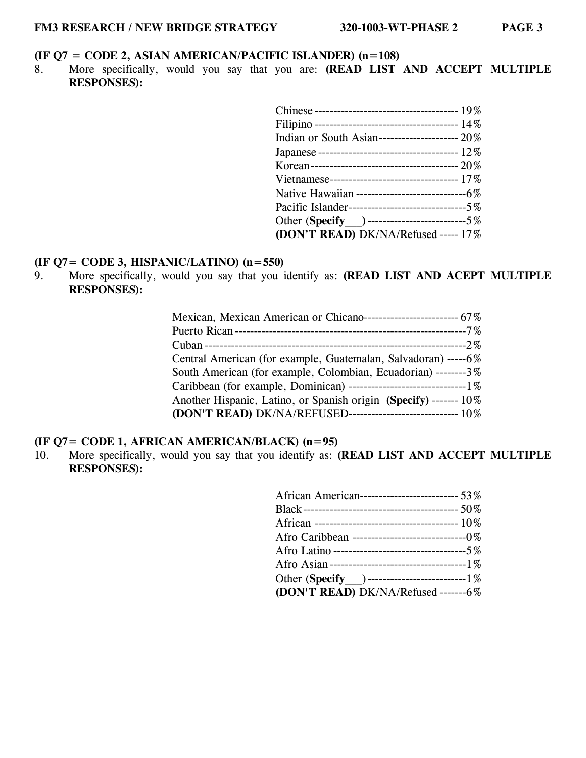**(IF Q7 = CODE 2, ASIAN AMERICAN/PACIFIC ISLANDER) (n=108)**

8. More specifically, would you say that you are: **(READ LIST AND ACCEPT MULTIPLE RESPONSES):**

| | |
|---|---|
| Chinese | 19% |
| Filipino | 14% |
| Indian or South Asian | 20% |
| Japanese | 12% |
| Korean | 20% |
| Vietnamese | 17% |
| Native Hawaiian | 6% |
| Pacific Islander | 5% |
| Other (**Specify**___) | 5% |
| **(DON'T READ)** DK/NA/Refused | 17% |

**(IF Q7= CODE 3, HISPANIC/LATINO) (n=550)**

9. More specifically, would you say that you identify as: **(READ LIST AND ACEPT MULTIPLE RESPONSES):**

| | |
|---|---|
| Mexican, Mexican American or Chicano | 67% |
| Puerto Rican | 7% |
| Cuban | 2% |
| Central American (for example, Guatemalan, Salvadoran) | 6% |
| South American (for example, Colombian, Ecuadorian) | 3% |
| Caribbean (for example, Dominican) | 1% |
| Another Hispanic, Latino, or Spanish origin **(Specify)** | 10% |
| **(DON'T READ)** DK/NA/REFUSED | 10% |

**(IF Q7= CODE 1, AFRICAN AMERICAN/BLACK) (n=95)**

10. More specifically, would you say that you identify as: **(READ LIST AND ACCEPT MULTIPLE RESPONSES):**

| | |
|---|---|
| African American | 53% |
| Black | 50% |
| African | 10% |
| Afro Caribbean | 0% |
| Afro Latino | 5% |
| Afro Asian | 1% |
| Other (**Specify**___) | 1% |
| **(DON'T READ)** DK/NA/Refused | 6% |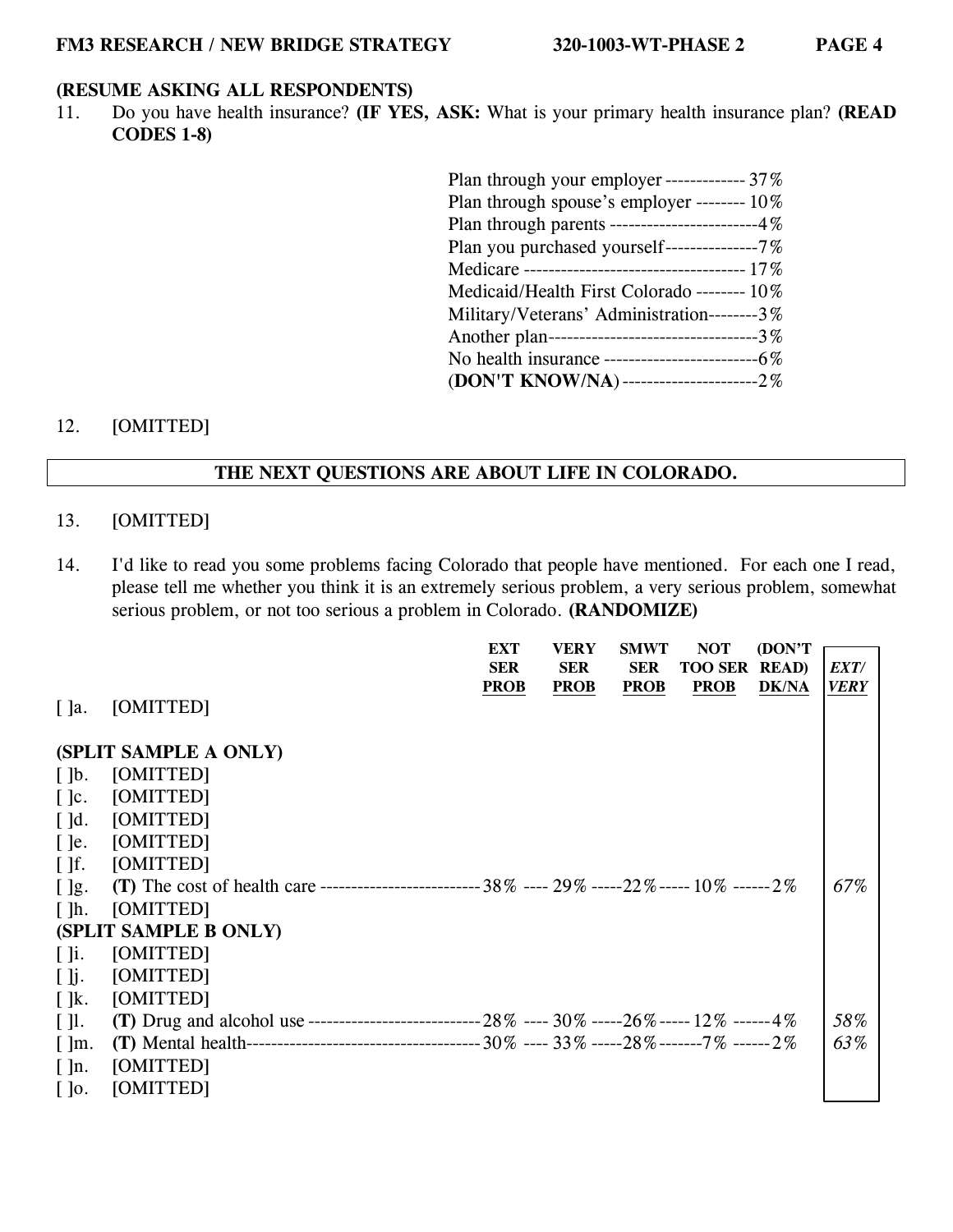**(RESUME ASKING ALL RESPONDENTS)**

11. Do you have health insurance? **(IF YES, ASK:** What is your primary health insurance plan? **(READ CODES 1-8)**

| | |
|---|---|
| Plan through your employer | 37% |
| Plan through spouse's employer | 10% |
| Plan through parents | 4% |
| Plan you purchased yourself | 7% |
| Medicare | 17% |
| Medicaid/Health First Colorado | 10% |
| Military/Veterans' Administration | 3% |
| Another plan | 3% |
| No health insurance | 6% |
| (**DON'T KNOW/NA**) | 2% |

12. [OMITTED]

**THE NEXT QUESTIONS ARE ABOUT LIFE IN COLORADO.**

13. [OMITTED]

14. I'd like to read you some problems facing Colorado that people have mentioned. For each one I read, please tell me whether you think it is an extremely serious problem, a very serious problem, somewhat serious problem, or not too serious a problem in Colorado. **(RANDOMIZE)**

| | | EXT SER PROB | VERY SER PROB | SMWT SER PROB | NOT TOO SER PROB | (DON'T READ) DK/NA | *EXT/ VERY* |
|---|---|---|---|---|---|---|---|
| [ ]a. | [OMITTED] | | | | | | |
| | **(SPLIT SAMPLE A ONLY)** | | | | | | |
| [ ]b. | [OMITTED] | | | | | | |
| [ ]c. | [OMITTED] | | | | | | |
| [ ]d. | [OMITTED] | | | | | | |
| [ ]e. | [OMITTED] | | | | | | |
| [ ]f. | [OMITTED] | | | | | | |
| [ ]g. | **(T)** The cost of health care | 38% | 29% | 22% | 10% | 2% | *67%* |
| [ ]h. | [OMITTED] | | | | | | |
| | **(SPLIT SAMPLE B ONLY)** | | | | | | |
| [ ]i. | [OMITTED] | | | | | | |
| [ ]j. | [OMITTED] | | | | | | |
| [ ]k. | [OMITTED] | | | | | | |
| [ ]l. | **(T)** Drug and alcohol use | 28% | 30% | 26% | 12% | 4% | *58%* |
| [ ]m. | **(T)** Mental health | 30% | 33% | 28% | 7% | 2% | *63%* |
| [ ]n. | [OMITTED] | | | | | | |
| [ ]o. | [OMITTED] | | | | | | |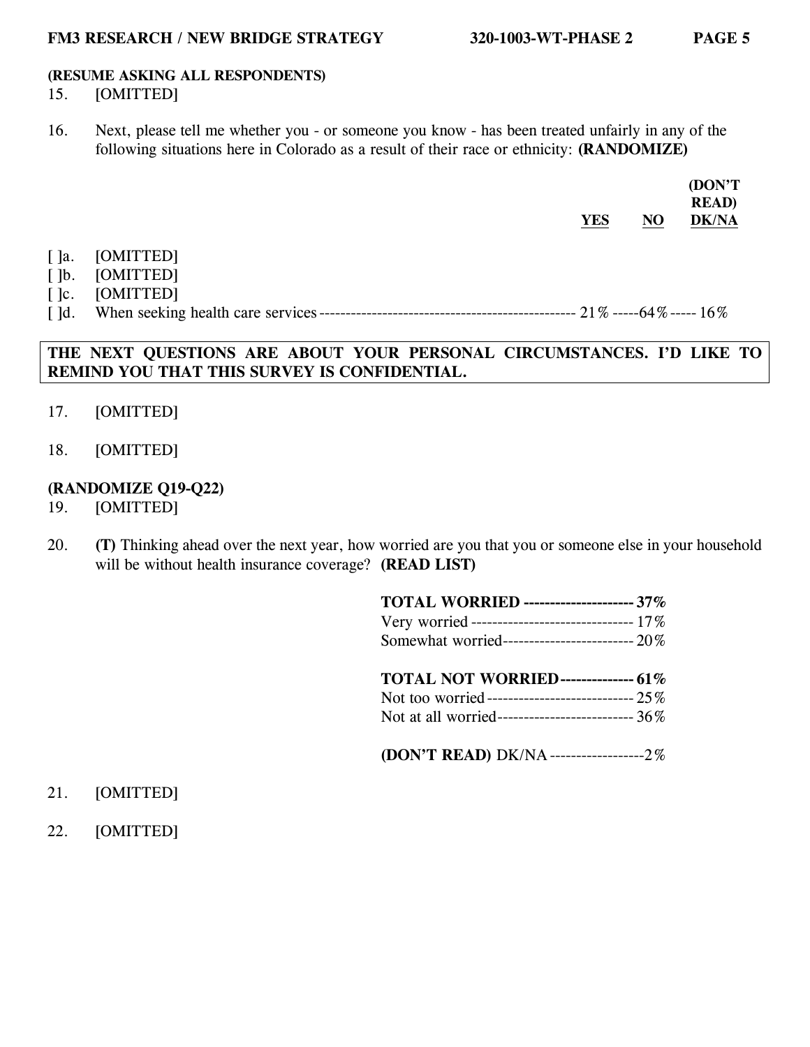**(RESUME ASKING ALL RESPONDENTS)**

15. [OMITTED]

16. Next, please tell me whether you - or someone you know - has been treated unfairly in any of the following situations here in Colorado as a result of their race or ethnicity: **(RANDOMIZE)**

| | | YES | NO | (DON'T READ) DK/NA |
|---|---|---|---|---|
| [ ]a. | [OMITTED] | | | |
| [ ]b. | [OMITTED] | | | |
| [ ]c. | [OMITTED] | | | |
| [ ]d. | When seeking health care services | 21% | 64% | 16% |

**THE NEXT QUESTIONS ARE ABOUT YOUR PERSONAL CIRCUMSTANCES. I'D LIKE TO REMIND YOU THAT THIS SURVEY IS CONFIDENTIAL.**

17. [OMITTED]

18. [OMITTED]

**(RANDOMIZE Q19-Q22)**

19. [OMITTED]

20. **(T)** Thinking ahead over the next year, how worried are you that you or someone else in your household will be without health insurance coverage? **(READ LIST)**

| | |
|---|---|
| **TOTAL WORRIED** | **37%** |
| Very worried | 17% |
| Somewhat worried | 20% |
| **TOTAL NOT WORRIED** | **61%** |
| Not too worried | 25% |
| Not at all worried | 36% |
| **(DON'T READ)** DK/NA | 2% |

21. [OMITTED]

22. [OMITTED]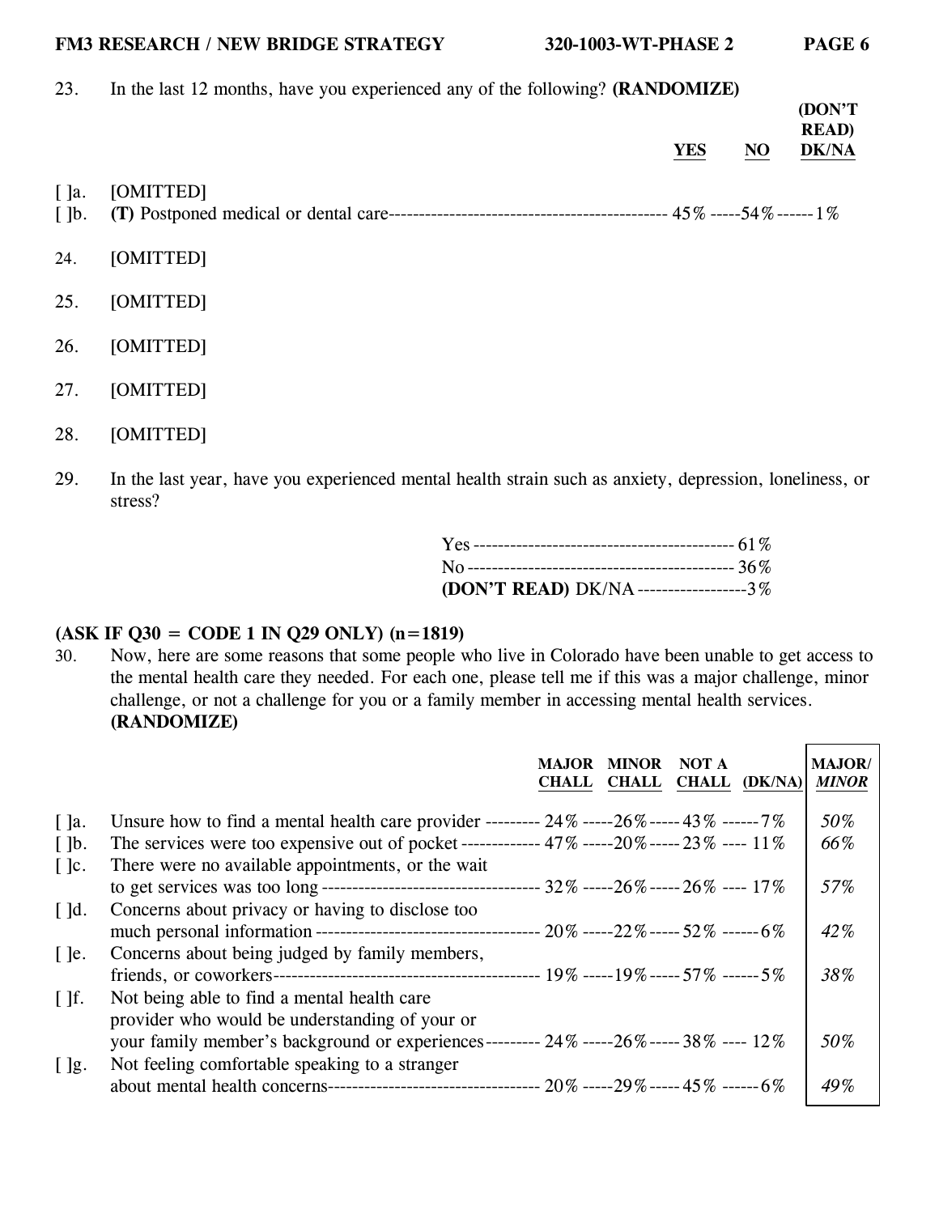23. In the last 12 months, have you experienced any of the following? **(RANDOMIZE)**

| | | YES | NO | (DON'T READ) DK/NA |
|---|---|---|---|---|
| [ ]a. | [OMITTED] | | | |
| [ ]b. | **(T)** Postponed medical or dental care | 45% | 54% | 1% |

24. [OMITTED]

25. [OMITTED]

26. [OMITTED]

27. [OMITTED]

28. [OMITTED]

29. In the last year, have you experienced mental health strain such as anxiety, depression, loneliness, or stress?

| | |
|---|---|
| Yes | 61% |
| No | 36% |
| **(DON'T READ)** DK/NA | 3% |

**(ASK IF Q30 = CODE 1 IN Q29 ONLY) (n=1819)**

30. Now, here are some reasons that some people who live in Colorado have been unable to get access to the mental health care they needed. For each one, please tell me if this was a major challenge, minor challenge, or not a challenge for you or a family member in accessing mental health services. **(RANDOMIZE)**

| | | MAJOR CHALL | MINOR CHALL | NOT A CHALL | (DK/NA) | MAJOR/ *MINOR* |
|---|---|---|---|---|---|---|
| [ ]a. | Unsure how to find a mental health care provider | 24% | 26% | 43% | 7% | *50%* |
| [ ]b. | The services were too expensive out of pocket | 47% | 20% | 23% | 11% | *66%* |
| [ ]c. | There were no available appointments, or the wait to get services was too long | 32% | 26% | 26% | 17% | *57%* |
| [ ]d. | Concerns about privacy or having to disclose too much personal information | 20% | 22% | 52% | 6% | *42%* |
| [ ]e. | Concerns about being judged by family members, friends, or coworkers | 19% | 19% | 57% | 5% | *38%* |
| [ ]f. | Not being able to find a mental health care provider who would be understanding of your or your family member's background or experiences | 24% | 26% | 38% | 12% | *50%* |
| [ ]g. | Not feeling comfortable speaking to a stranger about mental health concerns | 20% | 29% | 45% | 6% | *49%* |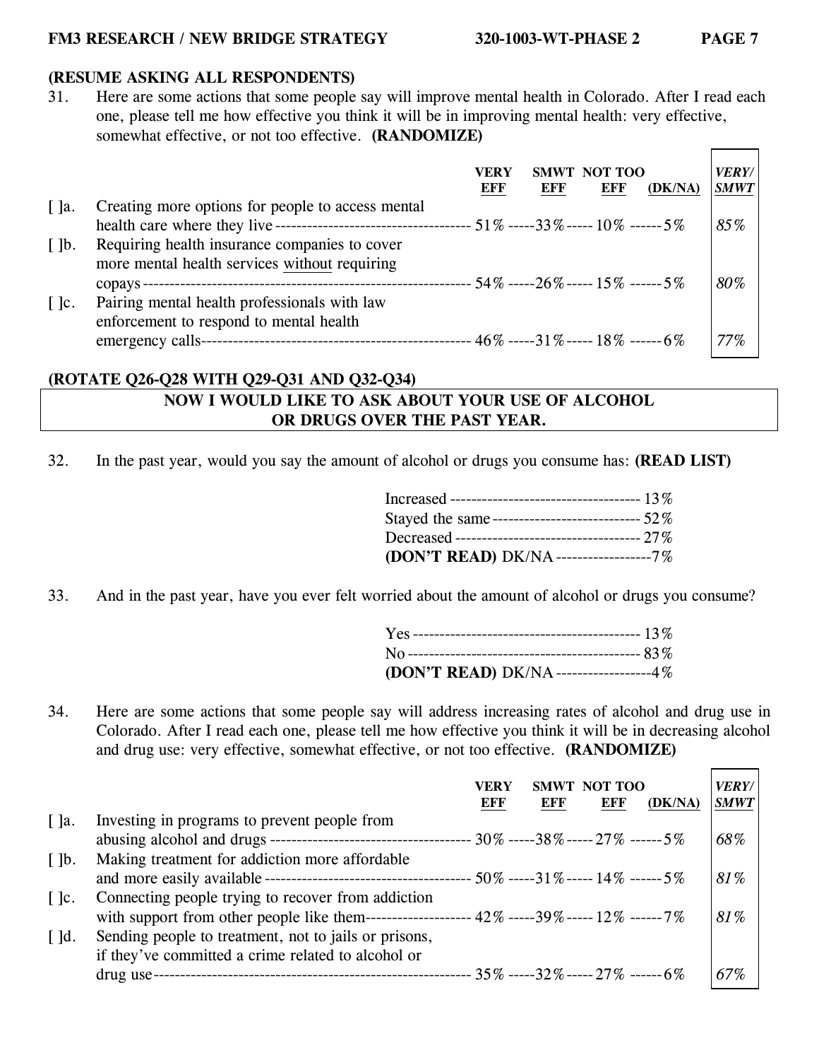**(RESUME ASKING ALL RESPONDENTS)**

31. Here are some actions that some people say will improve mental health in Colorado. After I read each one, please tell me how effective you think it will be in improving mental health: very effective, somewhat effective, or not too effective. **(RANDOMIZE)**

| | | VERY EFF | SMWT EFF | NOT TOO EFF | (DK/NA) | *VERY/ SMWT* |
|---|---|---|---|---|---|---|
| [ ]a. | Creating more options for people to access mental health care where they live | 51% | 33% | 10% | 5% | *85%* |
| [ ]b. | Requiring health insurance companies to cover more mental health services without requiring copays | 54% | 26% | 15% | 5% | *80%* |
| [ ]c. | Pairing mental health professionals with law enforcement to respond to mental health emergency calls | 46% | 31% | 18% | 6% | *77%* |

**(ROTATE Q26-Q28 WITH Q29-Q31 AND Q32-Q34)**

**NOW I WOULD LIKE TO ASK ABOUT YOUR USE OF ALCOHOL OR DRUGS OVER THE PAST YEAR.**

32. In the past year, would you say the amount of alcohol or drugs you consume has: **(READ LIST)**

| | |
|---|---|
| Increased | 13% |
| Stayed the same | 52% |
| Decreased | 27% |
| **(DON'T READ)** DK/NA | 7% |

33. And in the past year, have you ever felt worried about the amount of alcohol or drugs you consume?

| | |
|---|---|
| Yes | 13% |
| No | 83% |
| **(DON'T READ)** DK/NA | 4% |

34. Here are some actions that some people say will address increasing rates of alcohol and drug use in Colorado. After I read each one, please tell me how effective you think it will be in decreasing alcohol and drug use: very effective, somewhat effective, or not too effective. **(RANDOMIZE)**

| | | VERY EFF | SMWT EFF | NOT TOO EFF | (DK/NA) | *VERY/ SMWT* |
|---|---|---|---|---|---|---|
| [ ]a. | Investing in programs to prevent people from abusing alcohol and drugs | 30% | 38% | 27% | 5% | *68%* |
| [ ]b. | Making treatment for addiction more affordable and more easily available | 50% | 31% | 14% | 5% | *81%* |
| [ ]c. | Connecting people trying to recover from addiction with support from other people like them | 42% | 39% | 12% | 7% | *81%* |
| [ ]d. | Sending people to treatment, not to jails or prisons, if they've committed a crime related to alcohol or drug use | 35% | 32% | 27% | 6% | *67%* |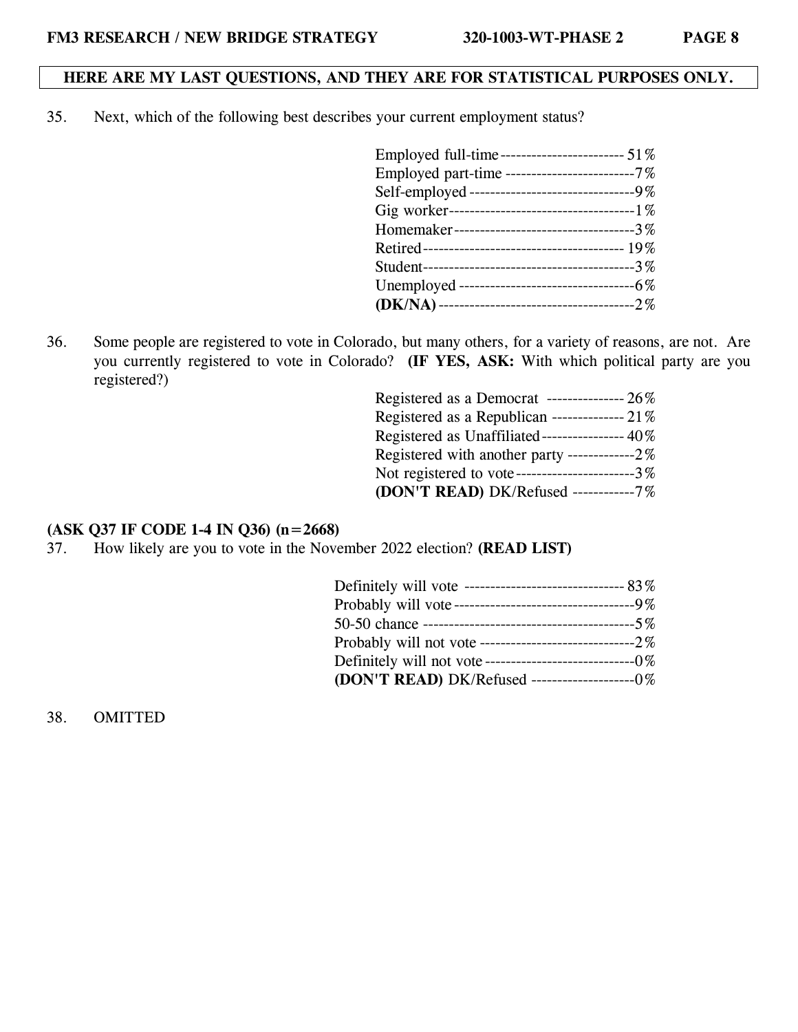**HERE ARE MY LAST QUESTIONS, AND THEY ARE FOR STATISTICAL PURPOSES ONLY.**

35. Next, which of the following best describes your current employment status?

| | |
|---|---|
| Employed full-time | 51% |
| Employed part-time | 7% |
| Self-employed | 9% |
| Gig worker | 1% |
| Homemaker | 3% |
| Retired | 19% |
| Student | 3% |
| Unemployed | 6% |
| **(DK/NA)** | 2% |

36. Some people are registered to vote in Colorado, but many others, for a variety of reasons, are not. Are you currently registered to vote in Colorado? **(IF YES, ASK:** With which political party are you registered?)

| | |
|---|---|
| Registered as a Democrat | 26% |
| Registered as a Republican | 21% |
| Registered as Unaffiliated | 40% |
| Registered with another party | 2% |
| Not registered to vote | 3% |
| **(DON'T READ)** DK/Refused | 7% |

**(ASK Q37 IF CODE 1-4 IN Q36) (n=2668)**

37. How likely are you to vote in the November 2022 election? **(READ LIST)**

| | |
|---|---|
| Definitely will vote | 83% |
| Probably will vote | 9% |
| 50-50 chance | 5% |
| Probably will not vote | 2% |
| Definitely will not vote | 0% |
| **(DON'T READ)** DK/Refused | 0% |

38. OMITTED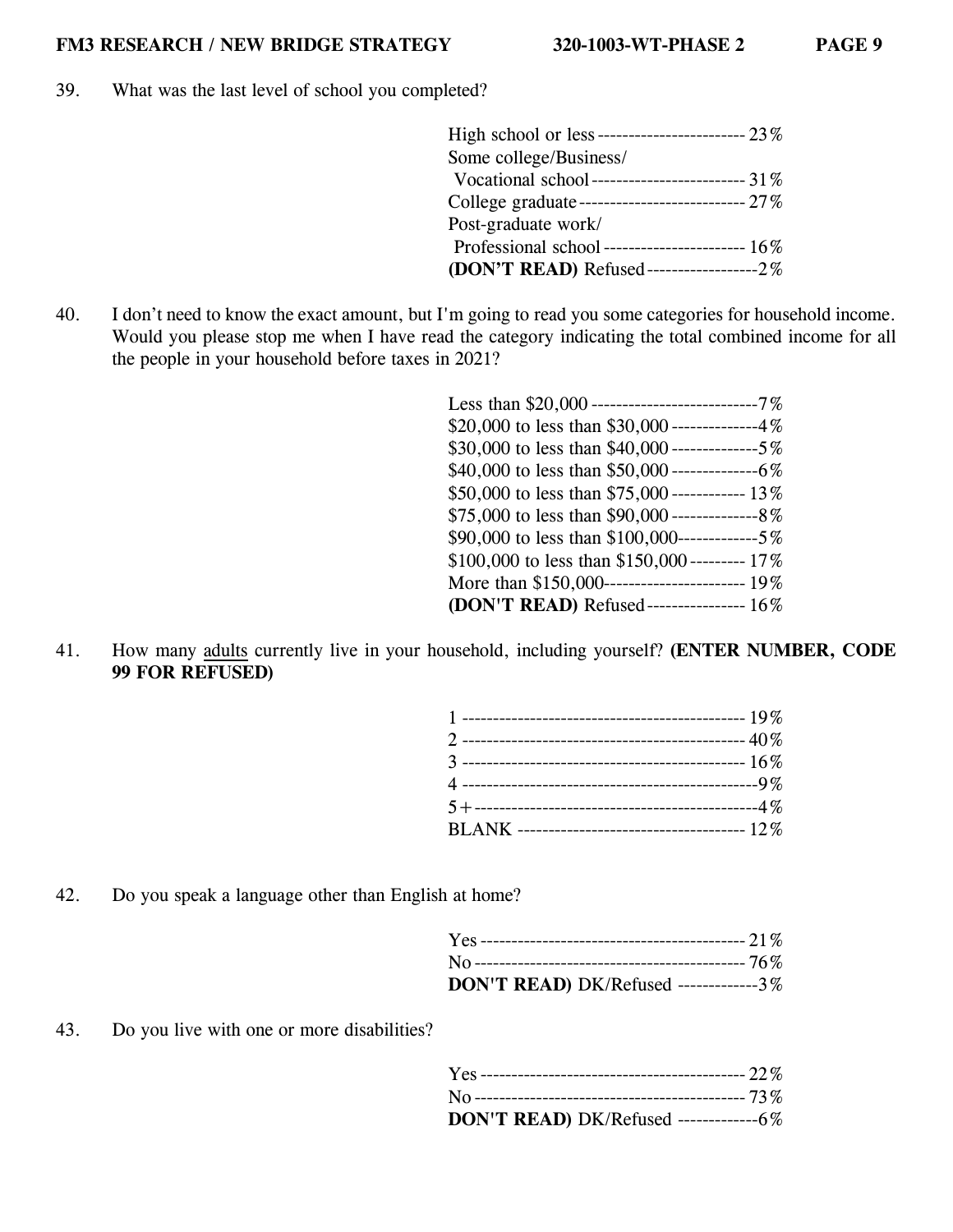39. What was the last level of school you completed?

| | |
|---|---|
| High school or less | 23% |
| Some college/Business/ Vocational school | 31% |
| College graduate | 27% |
| Post-graduate work/ Professional school | 16% |
| **(DON'T READ)** Refused | 2% |

40. I don't need to know the exact amount, but I'm going to read you some categories for household income. Would you please stop me when I have read the category indicating the total combined income for all the people in your household before taxes in 2021?

| | |
|---|---|
| Less than $20,000 | 7% |
| $20,000 to less than $30,000 | 4% |
| $30,000 to less than $40,000 | 5% |
| $40,000 to less than $50,000 | 6% |
| $50,000 to less than $75,000 | 13% |
| $75,000 to less than $90,000 | 8% |
| $90,000 to less than $100,000 | 5% |
| $100,000 to less than $150,000 | 17% |
| More than $150,000 | 19% |
| **(DON'T READ)** Refused | 16% |

41. How many adults currently live in your household, including yourself? **(ENTER NUMBER, CODE 99 FOR REFUSED)**

| | |
|---|---|
| 1 | 19% |
| 2 | 40% |
| 3 | 16% |
| 4 | 9% |
| 5+ | 4% |
| BLANK | 12% |

42. Do you speak a language other than English at home?

| | |
|---|---|
| Yes | 21% |
| No | 76% |
| **DON'T READ)** DK/Refused | 3% |

43. Do you live with one or more disabilities?

| | |
|---|---|
| Yes | 22% |
| No | 73% |
| **DON'T READ)** DK/Refused | 6% |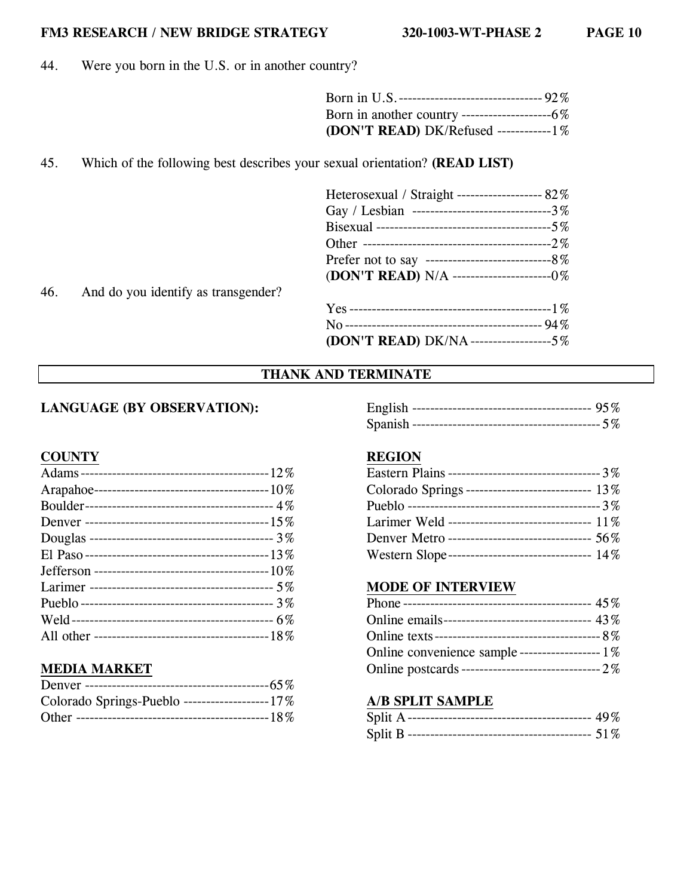44. Were you born in the U.S. or in another country?

| | |
|---|---|
| Born in U.S. | 92% |
| Born in another country | 6% |
| **(DON'T READ)** DK/Refused | 1% |

45. Which of the following best describes your sexual orientation? **(READ LIST)**

| | |
|---|---|
| Heterosexual / Straight | 82% |
| Gay / Lesbian | 3% |
| Bisexual | 5% |
| Other | 2% |
| Prefer not to say | 8% |
| **(DON'T READ)** N/A | 0% |

46. And do you identify as transgender?

| | |
|---|---|
| Yes | 1% |
| No | 94% |
| **(DON'T READ)** DK/NA | 5% |

**THANK AND TERMINATE**

**LANGUAGE (BY OBSERVATION):**

| | |
|---|---|
| English | 95% |
| Spanish | 5% |

**COUNTY**

| | |
|---|---|
| Adams | 12% |
| Arapahoe | 10% |
| Boulder | 4% |
| Denver | 15% |
| Douglas | 3% |
| El Paso | 13% |
| Jefferson | 10% |
| Larimer | 5% |
| Pueblo | 3% |
| Weld | 6% |
| All other | 18% |

**MEDIA MARKET**

| | |
|---|---|
| Denver | 65% |
| Colorado Springs-Pueblo | 17% |
| Other | 18% |

**REGION**

| | |
|---|---|
| Eastern Plains | 3% |
| Colorado Springs | 13% |
| Pueblo | 3% |
| Larimer Weld | 11% |
| Denver Metro | 56% |
| Western Slope | 14% |

**MODE OF INTERVIEW**

| | |
|---|---|
| Phone | 45% |
| Online emails | 43% |
| Online texts | 8% |
| Online convenience sample | 1% |
| Online postcards | 2% |

**A/B SPLIT SAMPLE**

| | |
|---|---|
| Split A | 49% |
| Split B | 51% |